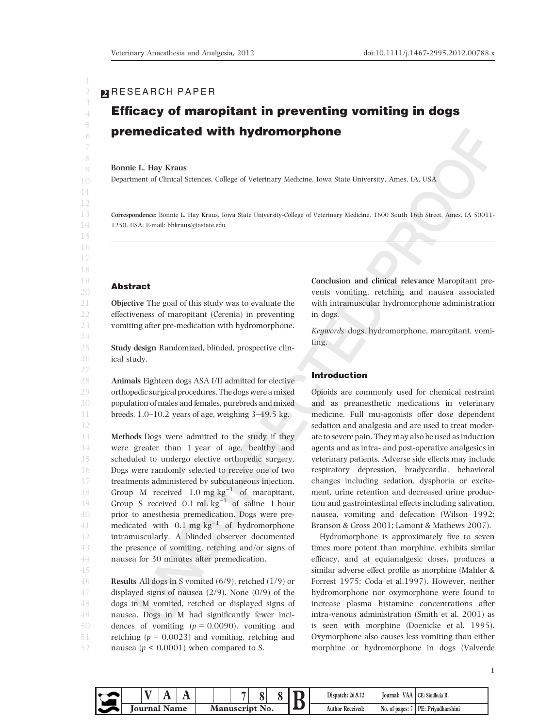RESEARCH PAPER

# Efficacy of maropitant in preventing vomiting in dogs premedicated with hydromorphone

**Bonnie L. Hay Kraus**

Department of Clinical Sciences, College of Veterinary Medicine, Iowa State University, Ames, IA, USA

**Correspondence:** Bonnie L. Hay Kraus, Iowa State University-College of Veterinary Medicine, 1600 South 16th Street, Ames, IA 50011-1250, USA. E-mail: bhkraus@iastate.edu

## Abstract

**Objective** The goal of this study was to evaluate the effectiveness of maropitant (Cerenia) in preventing vomiting after pre-medication with hydromorphone.

**Study design** Randomized, blinded, prospective clinical study.

**Animals** Eighteen dogs ASA I/II admitted for elective orthopedic surgical procedures. The dogs were a mixed population of males and females, purebreds and mixed breeds, 1.0–10.2 years of age, weighing 3–49.5 kg.

**Methods** Dogs were admitted to the study if they were greater than 1 year of age, healthy and scheduled to undergo elective orthopedic surgery. Dogs were randomly selected to receive one of two treatments administered by subcutaneous injection. Group M received 1.0 mg kg$^{-1}$ of maropitant, Group S received 0.1 mL kg$^{-1}$ of saline 1 hour prior to anesthesia premedication. Dogs were premedicated with 0.1 mg kg$^{-1}$ of hydromorphone intramuscularly. A blinded observer documented the presence of vomiting, retching and/or signs of nausea for 30 minutes after premedication.

**Results** All dogs in S vomited (6/9), retched (1/9) or displayed signs of nausea (2/9). None (0/9) of the dogs in M vomited, retched or displayed signs of nausea. Dogs in M had significantly fewer incidences of vomiting ($p = 0.0090$), vomiting and retching ($p = 0.0023$) and vomiting, retching and nausea ($p < 0.0001$) when compared to S.

**Conclusion and clinical relevance** Maropitant prevents vomiting, retching and nausea associated with intramuscular hydromorphone administration in dogs.

*Keywords* dogs, hydromorphone, maropitant, vomiting.

## Introduction

Opioids are commonly used for chemical restraint and as preanesthetic medications in veterinary medicine. Full mu-agonists offer dose dependent sedation and analgesia and are used to treat moderate to severe pain. They may also be used as induction agents and as intra- and post-operative analgesics in veterinary patients. Adverse side effects may include respiratory depression, bradycardia, behavioral changes including sedation, dysphoria or excitement, urine retention and decreased urine production and gastrointestinal effects including salivation, nausea, vomiting and defecation (Wilson 1992; Branson & Gross 2001; Lamont & Mathews 2007).

Hydromorphone is approximately five to seven times more potent than morphine, exhibits similar efficacy, and at equianalgesic doses, produces a similar adverse effect profile as morphine (Mahler & Forrest 1975; Coda et al.1997). However, neither hydromorphone nor oxymorphone were found to increase plasma histamine concentrations after intra-venous administration (Smith et al. 2001) as is seen with morphine (Doenicke et al. 1995). Oxymorphone also causes less vomiting than either morphine or hydromorphone in dogs (Valverde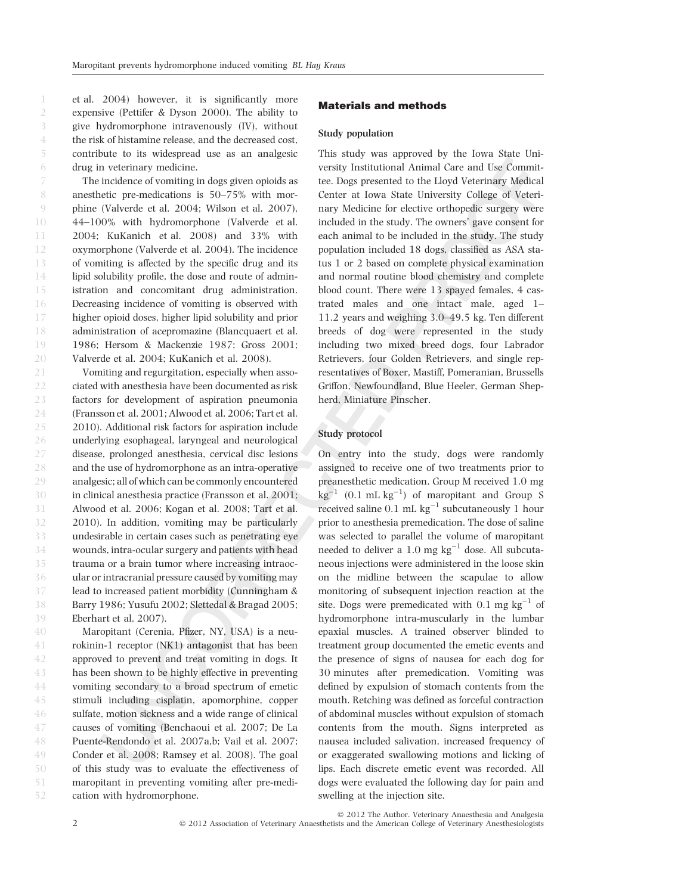et al. 2004) however, it is significantly more expensive (Pettifer & Dyson 2000). The ability to give hydromorphone intravenously (IV), without the risk of histamine release, and the decreased cost, contribute to its widespread use as an analgesic drug in veterinary medicine.

The incidence of vomiting in dogs given opioids as anesthetic pre-medications is 50–75% with morphine (Valverde et al. 2004; Wilson et al. 2007), 44–100% with hydromorphone (Valverde et al. 2004; KuKanich et al. 2008) and 33% with oxymorphone (Valverde et al. 2004). The incidence of vomiting is affected by the specific drug and its lipid solubility profile, the dose and route of administration and concomitant drug administration. Decreasing incidence of vomiting is observed with higher opioid doses, higher lipid solubility and prior administration of acepromazine (Blancquaert et al. 1986; Hersom & Mackenzie 1987; Gross 2001; Valverde et al. 2004; KuKanich et al. 2008).

Vomiting and regurgitation, especially when associated with anesthesia have been documented as risk factors for development of aspiration pneumonia (Fransson et al. 2001; Alwood et al. 2006; Tart et al. 2010). Additional risk factors for aspiration include underlying esophageal, laryngeal and neurological disease, prolonged anesthesia, cervical disc lesions and the use of hydromorphone as an intra-operative analgesic; all of which can be commonly encountered in clinical anesthesia practice (Fransson et al. 2001; Alwood et al. 2006; Kogan et al. 2008; Tart et al. 2010). In addition, vomiting may be particularly undesirable in certain cases such as penetrating eye wounds, intra-ocular surgery and patients with head trauma or a brain tumor where increasing intraocular or intracranial pressure caused by vomiting may lead to increased patient morbidity (Cunningham & Barry 1986; Yusufu 2002; Slettedal & Bragad 2005; Eberhart et al. 2007).

Maropitant (Cerenia, Pfizer, NY, USA) is a neurokinin-1 receptor (NK1) antagonist that has been approved to prevent and treat vomiting in dogs. It has been shown to be highly effective in preventing vomiting secondary to a broad spectrum of emetic stimuli including cisplatin, apomorphine, copper sulfate, motion sickness and a wide range of clinical causes of vomiting (Benchaoui et al. 2007; De La Puente-Rendondo et al. 2007a,b; Vail et al. 2007; Conder et al. 2008; Ramsey et al. 2008). The goal of this study was to evaluate the effectiveness of maropitant in preventing vomiting after pre-medication with hydromorphone.

## Materials and methods

### Study population

This study was approved by the Iowa State University Institutional Animal Care and Use Committee. Dogs presented to the Lloyd Veterinary Medical Center at Iowa State University College of Veterinary Medicine for elective orthopedic surgery were included in the study. The owners' gave consent for each animal to be included in the study. The study population included 18 dogs, classified as ASA status 1 or 2 based on complete physical examination and normal routine blood chemistry and complete blood count. There were 13 spayed females, 4 castrated males and one intact male, aged 1–11.2 years and weighing 3.0–49.5 kg. Ten different breeds of dog were represented in the study including two mixed breed dogs, four Labrador Retrievers, four Golden Retrievers, and single representatives of Boxer, Mastiff, Pomeranian, Brussells Griffon, Newfoundland, Blue Heeler, German Shepherd, Miniature Pinscher.

### Study protocol

On entry into the study, dogs were randomly assigned to receive one of two treatments prior to preanesthetic medication. Group M received 1.0 mg $kg^{-1}$ (0.1 mL $kg^{-1}$) of maropitant and Group S received saline 0.1 mL $kg^{-1}$ subcutaneously 1 hour prior to anesthesia premedication. The dose of saline was selected to parallel the volume of maropitant needed to deliver a 1.0 mg $kg^{-1}$ dose. All subcutaneous injections were administered in the loose skin on the midline between the scapulae to allow monitoring of subsequent injection reaction at the site. Dogs were premedicated with 0.1 mg $kg^{-1}$ of hydromorphone intra-muscularly in the lumbar epaxial muscles. A trained observer blinded to treatment group documented the emetic events and the presence of signs of nausea for each dog for 30 minutes after premedication. Vomiting was defined by expulsion of stomach contents from the mouth. Retching was defined as forceful contraction of abdominal muscles without expulsion of stomach contents from the mouth. Signs interpreted as nausea included salivation, increased frequency of or exaggerated swallowing motions and licking of lips. Each discrete emetic event was recorded. All dogs were evaluated the following day for pain and swelling at the injection site.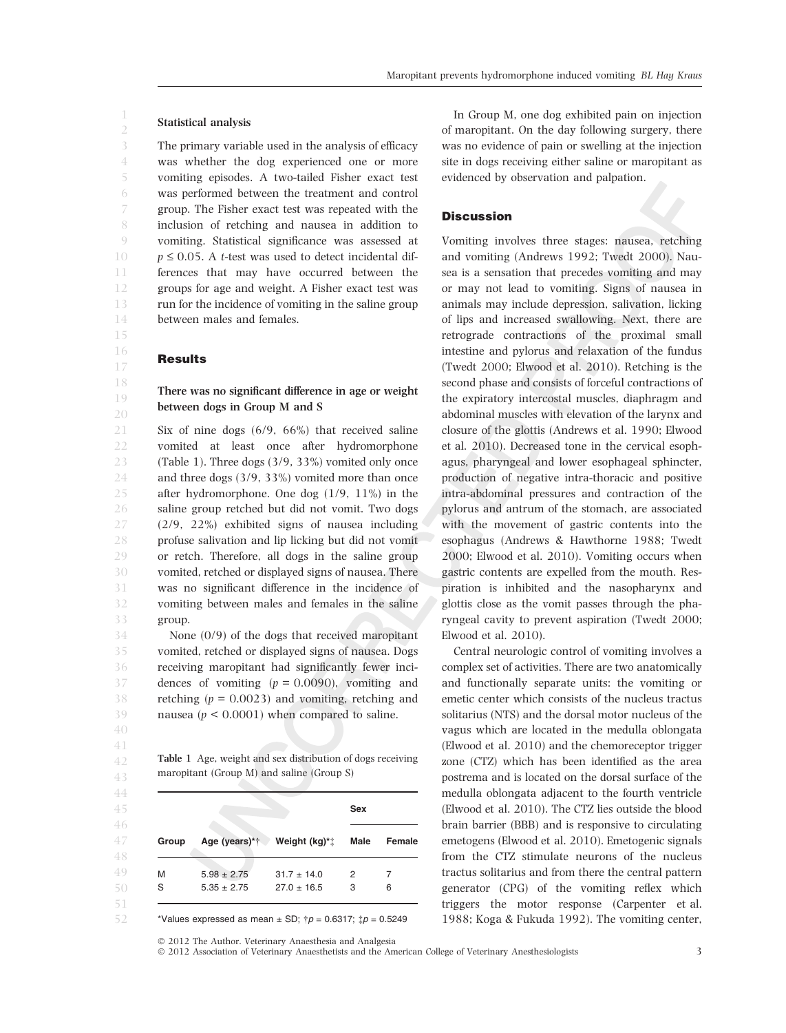### Statistical analysis

The primary variable used in the analysis of efficacy was whether the dog experienced one or more vomiting episodes. A two-tailed Fisher exact test was performed between the treatment and control group. The Fisher exact test was repeated with the inclusion of retching and nausea in addition to vomiting. Statistical significance was assessed at $p \leq 0.05$. A *t*-test was used to detect incidental differences that may have occurred between the groups for age and weight. A Fisher exact test was run for the incidence of vomiting in the saline group between males and females.

## Results

### There was no significant difference in age or weight between dogs in Group M and S

Six of nine dogs (6/9, 66%) that received saline vomited at least once after hydromorphone (Table 1). Three dogs (3/9, 33%) vomited only once and three dogs (3/9, 33%) vomited more than once after hydromorphone. One dog (1/9, 11%) in the saline group retched but did not vomit. Two dogs (2/9, 22%) exhibited signs of nausea including profuse salivation and lip licking but did not vomit or retch. Therefore, all dogs in the saline group vomited, retched or displayed signs of nausea. There was no significant difference in the incidence of vomiting between males and females in the saline group.

None (0/9) of the dogs that received maropitant vomited, retched or displayed signs of nausea. Dogs receiving maropitant had significantly fewer incidences of vomiting ($p = 0.0090$), vomiting and retching ($p = 0.0023$) and vomiting, retching and nausea ($p < 0.0001$) when compared to saline.

**Table 1** Age, weight and sex distribution of dogs receiving maropitant (Group M) and saline (Group S)

| Group | Age (years)*† | Weight (kg)*‡ | Sex | |
|---|---|---|---|---|
| | | | Male | Female |
| M | 5.98 ± 2.75 | 31.7 ± 14.0 | 2 | 7 |
| S | 5.35 ± 2.75 | 27.0 ± 16.5 | 3 | 6 |

*Values expressed as mean ± SD; †$p = 0.6317$; ‡$p = 0.5249$

In Group M, one dog exhibited pain on injection of maropitant. On the day following surgery, there was no evidence of pain or swelling at the injection site in dogs receiving either saline or maropitant as evidenced by observation and palpation.

## Discussion

Vomiting involves three stages: nausea, retching and vomiting (Andrews 1992; Twedt 2000). Nausea is a sensation that precedes vomiting and may or may not lead to vomiting. Signs of nausea in animals may include depression, salivation, licking of lips and increased swallowing. Next, there are retrograde contractions of the proximal small intestine and pylorus and relaxation of the fundus (Twedt 2000; Elwood et al. 2010). Retching is the second phase and consists of forceful contractions of the expiratory intercostal muscles, diaphragm and abdominal muscles with elevation of the larynx and closure of the glottis (Andrews et al. 1990; Elwood et al. 2010). Decreased tone in the cervical esophagus, pharyngeal and lower esophageal sphincter, production of negative intra-thoracic and positive intra-abdominal pressures and contraction of the pylorus and antrum of the stomach, are associated with the movement of gastric contents into the esophagus (Andrews & Hawthorne 1988; Twedt 2000; Elwood et al. 2010). Vomiting occurs when gastric contents are expelled from the mouth. Respiration is inhibited and the nasopharynx and glottis close as the vomit passes through the pharyngeal cavity to prevent aspiration (Twedt 2000; Elwood et al. 2010).

Central neurologic control of vomiting involves a complex set of activities. There are two anatomically and functionally separate units: the vomiting or emetic center which consists of the nucleus tractus solitarius (NTS) and the dorsal motor nucleus of the vagus which are located in the medulla oblongata (Elwood et al. 2010) and the chemoreceptor trigger zone (CTZ) which has been identified as the area postrema and is located on the dorsal surface of the medulla oblongata adjacent to the fourth ventricle (Elwood et al. 2010). The CTZ lies outside the blood brain barrier (BBB) and is responsive to circulating emetogens (Elwood et al. 2010). Emetogenic signals from the CTZ stimulate neurons of the nucleus tractus solitarius and from there the central pattern generator (CPG) of the vomiting reflex which triggers the motor response (Carpenter et al. 1988; Koga & Fukuda 1992). The vomiting center,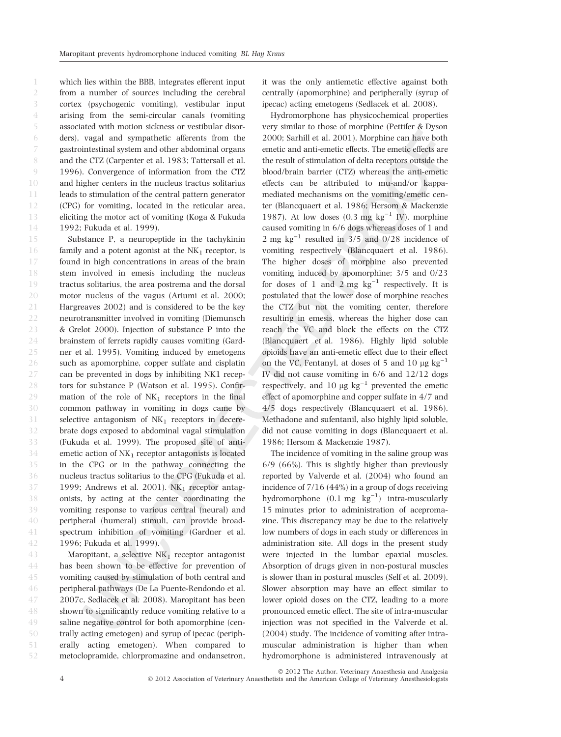which lies within the BBB, integrates efferent input from a number of sources including the cerebral cortex (psychogenic vomiting), vestibular input arising from the semi-circular canals (vomiting associated with motion sickness or vestibular disorders), vagal and sympathetic afferents from the gastrointestinal system and other abdominal organs and the CTZ (Carpenter et al. 1983; Tattersall et al. 1996). Convergence of information from the CTZ and higher centers in the nucleus tractus solitarius leads to stimulation of the central pattern generator (CPG) for vomiting, located in the reticular area, eliciting the motor act of vomiting (Koga & Fukuda 1992; Fukuda et al. 1999).

Substance P, a neuropeptide in the tachykinin family and a potent agonist at the $NK_1$ receptor, is found in high concentrations in areas of the brain stem involved in emesis including the nucleus tractus solitarius, the area postrema and the dorsal motor nucleus of the vagus (Ariumi et al. 2000; Hargreaves 2002) and is considered to be the key neurotransmitter involved in vomiting (Diemunsch & Grelot 2000). Injection of substance P into the brainstem of ferrets rapidly causes vomiting (Gardner et al. 1995). Vomiting induced by emetogens such as apomorphine, copper sulfate and cisplatin can be prevented in dogs by inhibiting NK1 receptors for substance P (Watson et al. 1995). Confirmation of the role of $NK_1$ receptors in the final common pathway in vomiting in dogs came by selective antagonism of $NK_1$ receptors in decerebrate dogs exposed to abdominal vagal stimulation (Fukuda et al. 1999). The proposed site of antiemetic action of $NK_1$ receptor antagonists is located in the CPG or in the pathway connecting the nucleus tractus solitarius to the CPG (Fukuda et al. 1999; Andrews et al. 2001). $NK_1$ receptor antagonists, by acting at the center coordinating the vomiting response to various central (neural) and peripheral (humeral) stimuli, can provide broad-spectrum inhibition of vomiting (Gardner et al. 1996; Fukuda et al. 1999).

Maropitant, a selective $NK_1$ receptor antagonist has been shown to be effective for prevention of vomiting caused by stimulation of both central and peripheral pathways (De La Puente-Rendondo et al. 2007c, Sedlacek et al. 2008). Maropitant has been shown to significantly reduce vomiting relative to a saline negative control for both apomorphine (centrally acting emetogen) and syrup of ipecac (peripherally acting emetogen). When compared to metoclopramide, chlorpromazine and ondansetron, it was the only antiemetic effective against both centrally (apomorphine) and peripherally (syrup of ipecac) acting emetogens (Sedlacek et al. 2008).

Hydromorphone has physicochemical properties very similar to those of morphine (Pettifer & Dyson 2000; Sarhill et al. 2001). Morphine can have both emetic and anti-emetic effects. The emetic effects are the result of stimulation of delta receptors outside the blood/brain barrier (CTZ) whereas the anti-emetic effects can be attributed to mu-and/or kappa-mediated mechanisms on the vomiting/emetic center (Blancquaert et al. 1986; Hersom & Mackenzie 1987). At low doses (0.3 mg $kg^{-1}$ IV), morphine caused vomiting in 6/6 dogs whereas doses of 1 and 2 mg $kg^{-1}$ resulted in 3/5 and 0/28 incidence of vomiting respectively (Blancquaert et al. 1986). The higher doses of morphine also prevented vomiting induced by apomorphine; 3/5 and 0/23 for doses of 1 and 2 mg $kg^{-1}$ respectively. It is postulated that the lower dose of morphine reaches the CTZ but not the vomiting center, therefore resulting in emesis, whereas the higher dose can reach the VC and block the effects on the CTZ (Blancquaert et al. 1986). Highly lipid soluble opioids have an anti-emetic effect due to their effect on the VC. Fentanyl, at doses of 5 and 10 μg $kg^{-1}$ IV did not cause vomiting in 6/6 and 12/12 dogs respectively, and 10 μg $kg^{-1}$ prevented the emetic effect of apomorphine and copper sulfate in 4/7 and 4/5 dogs respectively (Blancquaert et al. 1986). Methadone and sufentanil, also highly lipid soluble, did not cause vomiting in dogs (Blancquaert et al. 1986; Hersom & Mackenzie 1987).

The incidence of vomiting in the saline group was 6/9 (66%). This is slightly higher than previously reported by Valverde et al. (2004) who found an incidence of 7/16 (44%) in a group of dogs receiving hydromorphone (0.1 mg $kg^{-1}$) intra-muscularly 15 minutes prior to administration of acepromazine. This discrepancy may be due to the relatively low numbers of dogs in each study or differences in administration site. All dogs in the present study were injected in the lumbar epaxial muscles. Absorption of drugs given in non-postural muscles is slower than in postural muscles (Self et al. 2009). Slower absorption may have an effect similar to lower opioid doses on the CTZ, leading to a more pronounced emetic effect. The site of intra-muscular injection was not specified in the Valverde et al. (2004) study. The incidence of vomiting after intra-muscular administration is higher than when hydromorphone is administered intravenously at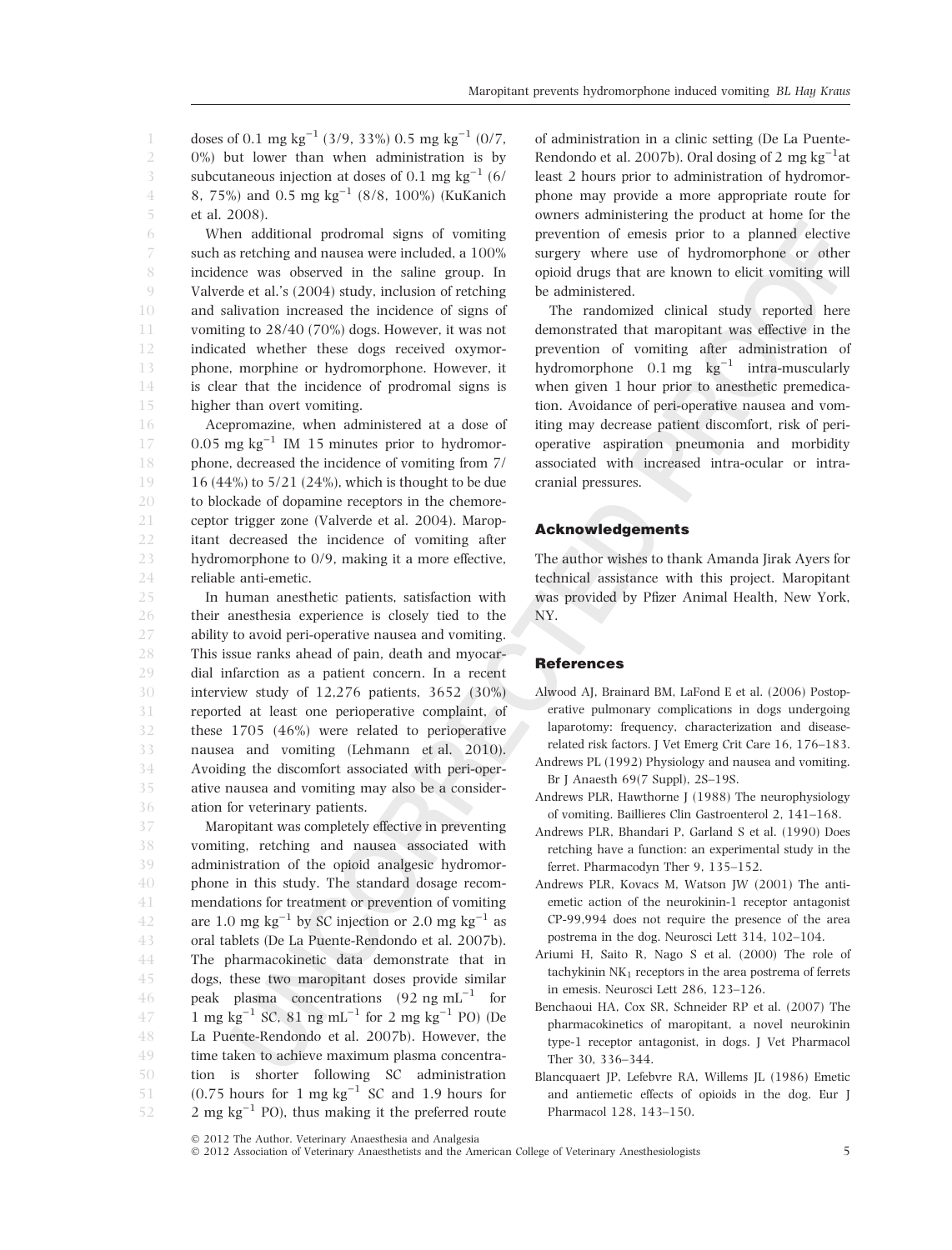doses of 0.1 mg $kg^{-1}$ (3/9, 33%) 0.5 mg $kg^{-1}$ (0/7, 0%) but lower than when administration is by subcutaneous injection at doses of 0.1 mg $kg^{-1}$ (6/8, 75%) and 0.5 mg $kg^{-1}$ (8/8, 100%) (KuKanich et al. 2008).

When additional prodromal signs of vomiting such as retching and nausea were included, a 100% incidence was observed in the saline group. In Valverde et al.'s (2004) study, inclusion of retching and salivation increased the incidence of signs of vomiting to 28/40 (70%) dogs. However, it was not indicated whether these dogs received oxymorphone, morphine or hydromorphone. However, it is clear that the incidence of prodromal signs is higher than overt vomiting.

Acepromazine, when administered at a dose of 0.05 mg $kg^{-1}$ IM 15 minutes prior to hydromorphone, decreased the incidence of vomiting from 7/16 (44%) to 5/21 (24%), which is thought to be due to blockade of dopamine receptors in the chemoreceptor trigger zone (Valverde et al. 2004). Maropitant decreased the incidence of vomiting after hydromorphone to 0/9, making it a more effective, reliable anti-emetic.

In human anesthetic patients, satisfaction with their anesthesia experience is closely tied to the ability to avoid peri-operative nausea and vomiting. This issue ranks ahead of pain, death and myocardial infarction as a patient concern. In a recent interview study of 12,276 patients, 3652 (30%) reported at least one perioperative complaint, of these 1705 (46%) were related to perioperative nausea and vomiting (Lehmann et al. 2010). Avoiding the discomfort associated with peri-operative nausea and vomiting may also be a consideration for veterinary patients.

Maropitant was completely effective in preventing vomiting, retching and nausea associated with administration of the opioid analgesic hydromorphone in this study. The standard dosage recommendations for treatment or prevention of vomiting are 1.0 mg $kg^{-1}$ by SC injection or 2.0 mg $kg^{-1}$ as oral tablets (De La Puente-Rendondo et al. 2007b). The pharmacokinetic data demonstrate that in dogs, these two maropitant doses provide similar peak plasma concentrations (92 ng $mL^{-1}$ for 1 mg $kg^{-1}$ SC, 81 ng $mL^{-1}$ for 2 mg $kg^{-1}$ PO) (De La Puente-Rendondo et al. 2007b). However, the time taken to achieve maximum plasma concentration is shorter following SC administration (0.75 hours for 1 mg $kg^{-1}$ SC and 1.9 hours for 2 mg $kg^{-1}$ PO), thus making it the preferred route of administration in a clinic setting (De La Puente-Rendondo et al. 2007b). Oral dosing of 2 mg $kg^{-1}$at least 2 hours prior to administration of hydromorphone may provide a more appropriate route for owners administering the product at home for the prevention of emesis prior to a planned elective surgery where use of hydromorphone or other opioid drugs that are known to elicit vomiting will be administered.

The randomized clinical study reported here demonstrated that maropitant was effective in the prevention of vomiting after administration of hydromorphone 0.1 mg $kg^{-1}$ intra-muscularly when given 1 hour prior to anesthetic premedication. Avoidance of peri-operative nausea and vomiting may decrease patient discomfort, risk of peri-operative aspiration pneumonia and morbidity associated with increased intra-ocular or intra-cranial pressures.

## Acknowledgements

The author wishes to thank Amanda Jirak Ayers for technical assistance with this project. Maropitant was provided by Pfizer Animal Health, New York, NY.

## References

Alwood AJ, Brainard BM, LaFond E et al. (2006) Postoperative pulmonary complications in dogs undergoing laparotomy: frequency, characterization and disease-related risk factors. J Vet Emerg Crit Care 16, 176–183.

Andrews PL (1992) Physiology and nausea and vomiting. Br J Anaesth 69(7 Suppl), 2S–19S.

Andrews PLR, Hawthorne J (1988) The neurophysiology of vomiting. Baillieres Clin Gastroenterol 2, 141–168.

Andrews PLR, Bhandari P, Garland S et al. (1990) Does retching have a function: an experimental study in the ferret. Pharmacodyn Ther 9, 135–152.

Andrews PLR, Kovacs M, Watson JW (2001) The anti-emetic action of the neurokinin-1 receptor antagonist CP-99,994 does not require the presence of the area postrema in the dog. Neurosci Lett 314, 102–104.

Ariumi H, Saito R, Nago S et al. (2000) The role of tachykinin $NK_1$ receptors in the area postrema of ferrets in emesis. Neurosci Lett 286, 123–126.

Benchaoui HA, Cox SR, Schneider RP et al. (2007) The pharmacokinetics of maropitant, a novel neurokinin type-1 receptor antagonist, in dogs. J Vet Pharmacol Ther 30, 336–344.

Blancquaert JP, Lefebvre RA, Willems JL (1986) Emetic and antiemetic effects of opioids in the dog. Eur J Pharmacol 128, 143–150.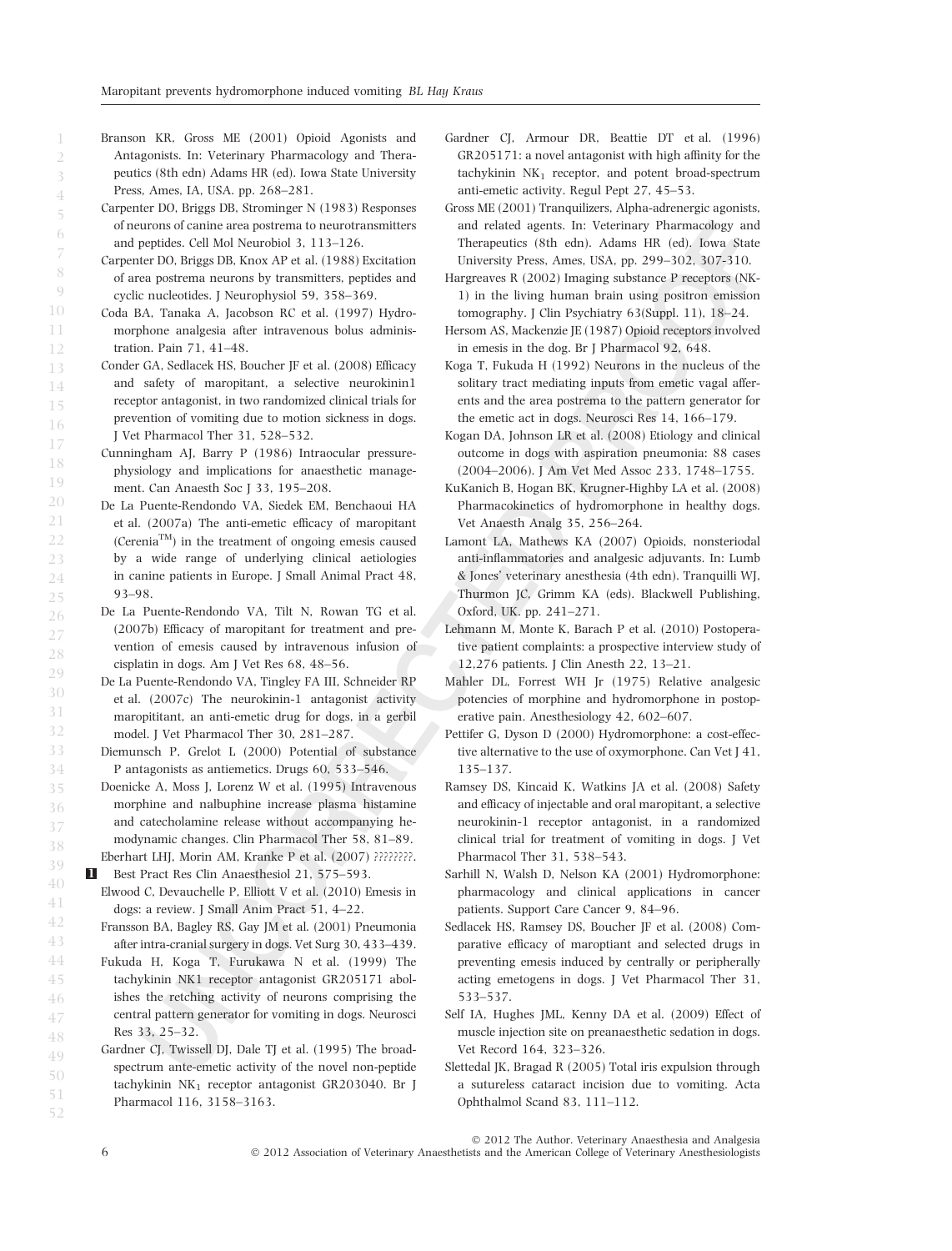Branson KR, Gross ME (2001) Opioid Agonists and Antagonists. In: Veterinary Pharmacology and Therapeutics (8th edn) Adams HR (ed). Iowa State University Press, Ames, IA, USA. pp. 268–281.

Carpenter DO, Briggs DB, Strominger N (1983) Responses of neurons of canine area postrema to neurotransmitters and peptides. Cell Mol Neurobiol 3, 113–126.

Carpenter DO, Briggs DB, Knox AP et al. (1988) Excitation of area postrema neurons by transmitters, peptides and cyclic nucleotides. J Neurophysiol 59, 358–369.

Coda BA, Tanaka A, Jacobson RC et al. (1997) Hydromorphone analgesia after intravenous bolus administration. Pain 71, 41–48.

Conder GA, Sedlacek HS, Boucher JF et al. (2008) Efficacy and safety of maropitant, a selective neurokinin1 receptor antagonist, in two randomized clinical trials for prevention of vomiting due to motion sickness in dogs. J Vet Pharmacol Ther 31, 528–532.

Cunningham AJ, Barry P (1986) Intraocular pressure-physiology and implications for anaesthetic management. Can Anaesth Soc J 33, 195–208.

De La Puente-Rendondo VA, Siedek EM, Benchaoui HA et al. (2007a) The anti-emetic efficacy of maropitant (Cerenia™) in the treatment of ongoing emesis caused by a wide range of underlying clinical aetiologies in canine patients in Europe. J Small Animal Pract 48, 93–98.

De La Puente-Rendondo VA, Tilt N, Rowan TG et al. (2007b) Efficacy of maropitant for treatment and prevention of emesis caused by intravenous infusion of cisplatin in dogs. Am J Vet Res 68, 48–56.

De La Puente-Rendondo VA, Tingley FA III, Schneider RP et al. (2007c) The neurokinin-1 antagonist activity maropititant, an anti-emetic drug for dogs, in a gerbil model. J Vet Pharmacol Ther 30, 281–287.

Diemunsch P, Grelot L (2000) Potential of substance P antagonists as antiemetics. Drugs 60, 533–546.

Doenicke A, Moss J, Lorenz W et al. (1995) Intravenous morphine and nalbuphine increase plasma histamine and catecholamine release without accompanying hemodynamic changes. Clin Pharmacol Ther 58, 81–89.

Eberhart LHJ, Morin AM, Kranke P et al. (2007) ????????. Best Pract Res Clin Anaesthesiol 21, 575–593.

Elwood C, Devauchelle P, Elliott V et al. (2010) Emesis in dogs: a review. J Small Anim Pract 51, 4–22.

Fransson BA, Bagley RS, Gay JM et al. (2001) Pneumonia after intra-cranial surgery in dogs. Vet Surg 30, 433–439.

Fukuda H, Koga T, Furukawa N et al. (1999) The tachykinin NK1 receptor antagonist GR205171 abolishes the retching activity of neurons comprising the central pattern generator for vomiting in dogs. Neurosci Res 33, 25–32.

Gardner CJ, Twissell DJ, Dale TJ et al. (1995) The broad-spectrum ante-emetic activity of the novel non-peptide tachykinin $NK_1$ receptor antagonist GR203040. Br J Pharmacol 116, 3158–3163.

Gardner CJ, Armour DR, Beattie DT et al. (1996) GR205171: a novel antagonist with high affinity for the tachykinin $NK_1$ receptor, and potent broad-spectrum anti-emetic activity. Regul Pept 27, 45–53.

Gross ME (2001) Tranquilizers, Alpha-adrenergic agonists, and related agents. In: Veterinary Pharmacology and Therapeutics (8th edn). Adams HR (ed). Iowa State University Press, Ames, USA, pp. 299–302, 307-310.

Hargreaves R (2002) Imaging substance P receptors (NK-1) in the living human brain using positron emission tomography. J Clin Psychiatry 63(Suppl. 11), 18–24.

Hersom AS, Mackenzie JE (1987) Opioid receptors involved in emesis in the dog. Br J Pharmacol 92, 648.

Koga T, Fukuda H (1992) Neurons in the nucleus of the solitary tract mediating inputs from emetic vagal afferents and the area postrema to the pattern generator for the emetic act in dogs. Neurosci Res 14, 166–179.

Kogan DA, Johnson LR et al. (2008) Etiology and clinical outcome in dogs with aspiration pneumonia: 88 cases (2004–2006). J Am Vet Med Assoc 233, 1748–1755.

KuKanich B, Hogan BK, Krugner-Highby LA et al. (2008) Pharmacokinetics of hydromorphone in healthy dogs. Vet Anaesth Analg 35, 256–264.

Lamont LA, Mathews KA (2007) Opioids, nonsteriodal anti-inflammatories and analgesic adjuvants. In: Lumb & Jones' veterinary anesthesia (4th edn). Tranquilli WJ, Thurmon JC, Grimm KA (eds). Blackwell Publishing, Oxford, UK. pp. 241–271.

Lehmann M, Monte K, Barach P et al. (2010) Postoperative patient complaints: a prospective interview study of 12,276 patients. J Clin Anesth 22, 13–21.

Mahler DL, Forrest WH Jr (1975) Relative analgesic potencies of morphine and hydromorphone in postoperative pain. Anesthesiology 42, 602–607.

Pettifer G, Dyson D (2000) Hydromorphone: a cost-effective alternative to the use of oxymorphone. Can Vet J 41, 135–137.

Ramsey DS, Kincaid K, Watkins JA et al. (2008) Safety and efficacy of injectable and oral maropitant, a selective neurokinin-1 receptor antagonist, in a randomized clinical trial for treatment of vomiting in dogs. J Vet Pharmacol Ther 31, 538–543.

Sarhill N, Walsh D, Nelson KA (2001) Hydromorphone: pharmacology and clinical applications in cancer patients. Support Care Cancer 9, 84–96.

Sedlacek HS, Ramsey DS, Boucher JF et al. (2008) Comparative efficacy of maroptiant and selected drugs in preventing emesis induced by centrally or peripherally acting emetogens in dogs. J Vet Pharmacol Ther 31, 533–537.

Self IA, Hughes JML, Kenny DA et al. (2009) Effect of muscle injection site on preanaesthetic sedation in dogs. Vet Record 164, 323–326.

Slettedal JK, Bragad R (2005) Total iris expulsion through a sutureless cataract incision due to vomiting. Acta Ophthalmol Scand 83, 111–112.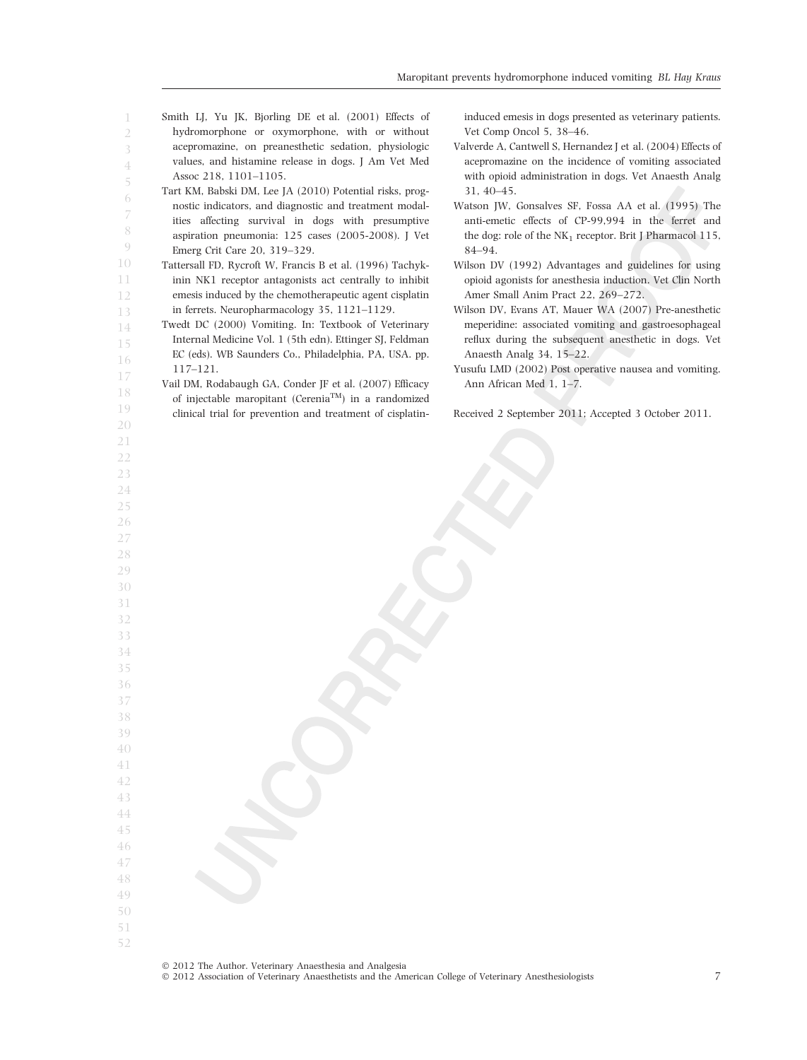Smith LJ, Yu JK, Bjorling DE et al. (2001) Effects of hydromorphone or oxymorphone, with or without acepromazine, on preanesthetic sedation, physiologic values, and histamine release in dogs. J Am Vet Med Assoc 218, 1101–1105.

Tart KM, Babski DM, Lee JA (2010) Potential risks, prognostic indicators, and diagnostic and treatment modalities affecting survival in dogs with presumptive aspiration pneumonia: 125 cases (2005-2008). J Vet Emerg Crit Care 20, 319–329.

Tattersall FD, Rycroft W, Francis B et al. (1996) Tachykinin NK1 receptor antagonists act centrally to inhibit emesis induced by the chemotherapeutic agent cisplatin in ferrets. Neuropharmacology 35, 1121–1129.

Twedt DC (2000) Vomiting. In: Textbook of Veterinary Internal Medicine Vol. 1 (5th edn). Ettinger SJ, Feldman EC (eds). WB Saunders Co., Philadelphia, PA, USA. pp. 117–121.

Vail DM, Rodabaugh GA, Conder JF et al. (2007) Efficacy of injectable maropitant (Cerenia™) in a randomized clinical trial for prevention and treatment of cisplatin-induced emesis in dogs presented as veterinary patients. Vet Comp Oncol 5, 38–46.

Valverde A, Cantwell S, Hernandez J et al. (2004) Effects of acepromazine on the incidence of vomiting associated with opioid administration in dogs. Vet Anaesth Analg 31, 40–45.

Watson JW, Gonsalves SF, Fossa AA et al. (1995) The anti-emetic effects of CP-99,994 in the ferret and the dog: role of the $NK_1$ receptor. Brit J Pharmacol 115, 84–94.

Wilson DV (1992) Advantages and guidelines for using opioid agonists for anesthesia induction. Vet Clin North Amer Small Anim Pract 22, 269–272.

Wilson DV, Evans AT, Mauer WA (2007) Pre-anesthetic meperidine: associated vomiting and gastroesophageal reflux during the subsequent anesthetic in dogs. Vet Anaesth Analg 34, 15–22.

Yusufu LMD (2002) Post operative nausea and vomiting. Ann African Med 1, 1–7.

Received 2 September 2011; Accepted 3 October 2011.